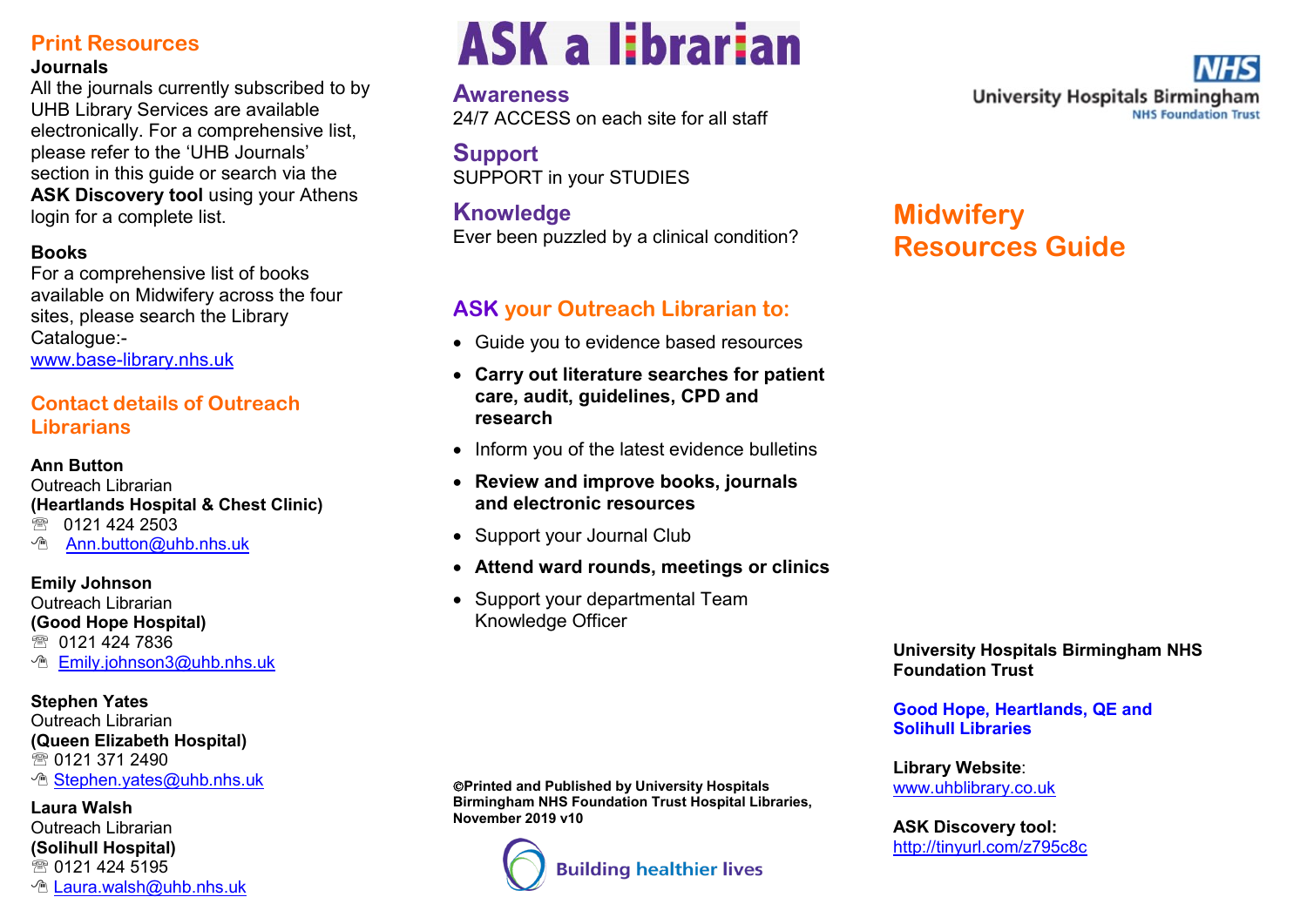## Print Resources

### Journals

All the journals currently subscribed to by UHB Library Services are available electronically. For a comprehensive list, please refer to the 'UHB Journals' section in this guide or search via the **ASK Discovery tool** using your Athens login for a complete list.

### Books

For a comprehensive list of books available on Midwifery across the four sites, please search the Library Catalogue:-
www.base-library.nhs.uk

## Contact details of Outreach Librarians

**Ann Button**
Outreach Librarian
**(Heartlands Hospital & Chest Clinic)**
☏ 0121 424 2503
Ann.button@uhb.nhs.uk

**Emily Johnson**
Outreach Librarian
**(Good Hope Hospital)**
☏ 0121 424 7836
Emily.johnson3@uhb.nhs.uk

**Stephen Yates**
Outreach Librarian
**(Queen Elizabeth Hospital)**
☏ 0121 371 2490
Stephen.yates@uhb.nhs.uk

**Laura Walsh**
Outreach Librarian
**(Solihull Hospital)**
☏ 0121 424 5195
Laura.walsh@uhb.nhs.uk

# ASK a librarian

### Awareness
24/7 ACCESS on each site for all staff

### Support
SUPPORT in your STUDIES

### Knowledge
Ever been puzzled by a clinical condition?

## ASK your Outreach Librarian to:

- Guide you to evidence based resources
- **Carry out literature searches for patient care, audit, guidelines, CPD and research**
- Inform you of the latest evidence bulletins
- **Review and improve books, journals and electronic resources**
- Support your Journal Club
- **Attend ward rounds, meetings or clinics**
- Support your departmental Team Knowledge Officer

**©Printed and Published by University Hospitals Birmingham NHS Foundation Trust Hospital Libraries, November 2019 v10**

Building healthier lives

NHS
University Hospitals Birmingham
NHS Foundation Trust

# Midwifery Resources Guide

**University Hospitals Birmingham NHS Foundation Trust**

**Good Hope, Heartlands, QE and Solihull Libraries**

**Library Website**:
www.uhblibrary.co.uk

**ASK Discovery tool:**
http://tinyurl.com/z795c8c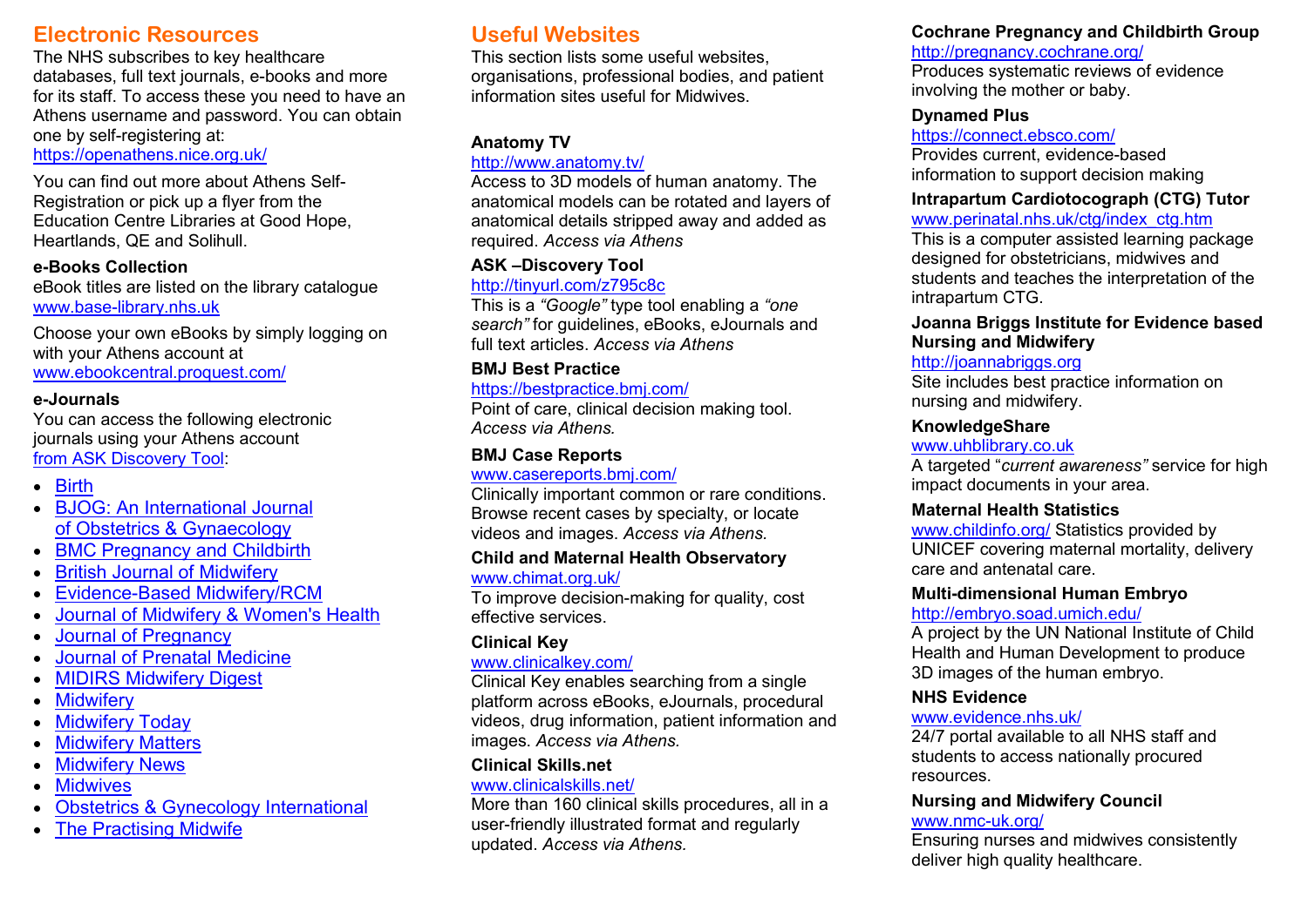## Electronic Resources

The NHS subscribes to key healthcare databases, full text journals, e-books and more for its staff. To access these you need to have an Athens username and password. You can obtain one by self-registering at:
https://openathens.nice.org.uk/

You can find out more about Athens Self-Registration or pick up a flyer from the Education Centre Libraries at Good Hope, Heartlands, QE and Solihull.

**e-Books Collection**

eBook titles are listed on the library catalogue www.base-library.nhs.uk

Choose your own eBooks by simply logging on with your Athens account at www.ebookcentral.proquest.com/

**e-Journals**

You can access the following electronic journals using your Athens account from ASK Discovery Tool:

- Birth
- BJOG: An International Journal of Obstetrics & Gynaecology
- BMC Pregnancy and Childbirth
- British Journal of Midwifery
- Evidence-Based Midwifery/RCM
- Journal of Midwifery & Women's Health
- Journal of Pregnancy
- Journal of Prenatal Medicine
- MIDIRS Midwifery Digest
- Midwifery
- Midwifery Today
- Midwifery Matters
- Midwifery News
- Midwives
- Obstetrics & Gynecology International
- The Practising Midwife

## Useful Websites

This section lists some useful websites, organisations, professional bodies, and patient information sites useful for Midwives.

**Anatomy TV**
http://www.anatomy.tv/
Access to 3D models of human anatomy. The anatomical models can be rotated and layers of anatomical details stripped away and added as required. *Access via Athens*

**ASK –Discovery Tool**
http://tinyurl.com/z795c8c
This is a *"Google"* type tool enabling a *"one search"* for guidelines, eBooks, eJournals and full text articles. *Access via Athens*

**BMJ Best Practice**
https://bestpractice.bmj.com/
Point of care, clinical decision making tool. *Access via Athens.*

**BMJ Case Reports**
www.casereports.bmj.com/
Clinically important common or rare conditions. Browse recent cases by specialty, or locate videos and images. *Access via Athens.*

**Child and Maternal Health Observatory**
www.chimat.org.uk/
To improve decision-making for quality, cost effective services.

**Clinical Key**
www.clinicalkey.com/
Clinical Key enables searching from a single platform across eBooks, eJournals, procedural videos, drug information, patient information and images. *Access via Athens.*

**Clinical Skills.net**
www.clinicalskills.net/
More than 160 clinical skills procedures, all in a user-friendly illustrated format and regularly updated. *Access via Athens.*

**Cochrane Pregnancy and Childbirth Group**
http://pregnancy.cochrane.org/
Produces systematic reviews of evidence involving the mother or baby.

**Dynamed Plus**
https://connect.ebsco.com/
Provides current, evidence-based information to support decision making

**Intrapartum Cardiotocograph (CTG) Tutor**
www.perinatal.nhs.uk/ctg/index_ctg.htm
This is a computer assisted learning package designed for obstetricians, midwives and students and teaches the interpretation of the intrapartum CTG.

**Joanna Briggs Institute for Evidence based Nursing and Midwifery**
http://joannabriggs.org
Site includes best practice information on nursing and midwifery.

**KnowledgeShare**
www.uhblibrary.co.uk
A targeted "*current awareness"* service for high impact documents in your area.

**Maternal Health Statistics**
www.childinfo.org/ Statistics provided by UNICEF covering maternal mortality, delivery care and antenatal care.

**Multi-dimensional Human Embryo**
http://embryo.soad.umich.edu/
A project by the UN National Institute of Child Health and Human Development to produce 3D images of the human embryo.

**NHS Evidence**
www.evidence.nhs.uk/
24/7 portal available to all NHS staff and students to access nationally procured resources.

**Nursing and Midwifery Council**
www.nmc-uk.org/
Ensuring nurses and midwives consistently deliver high quality healthcare.